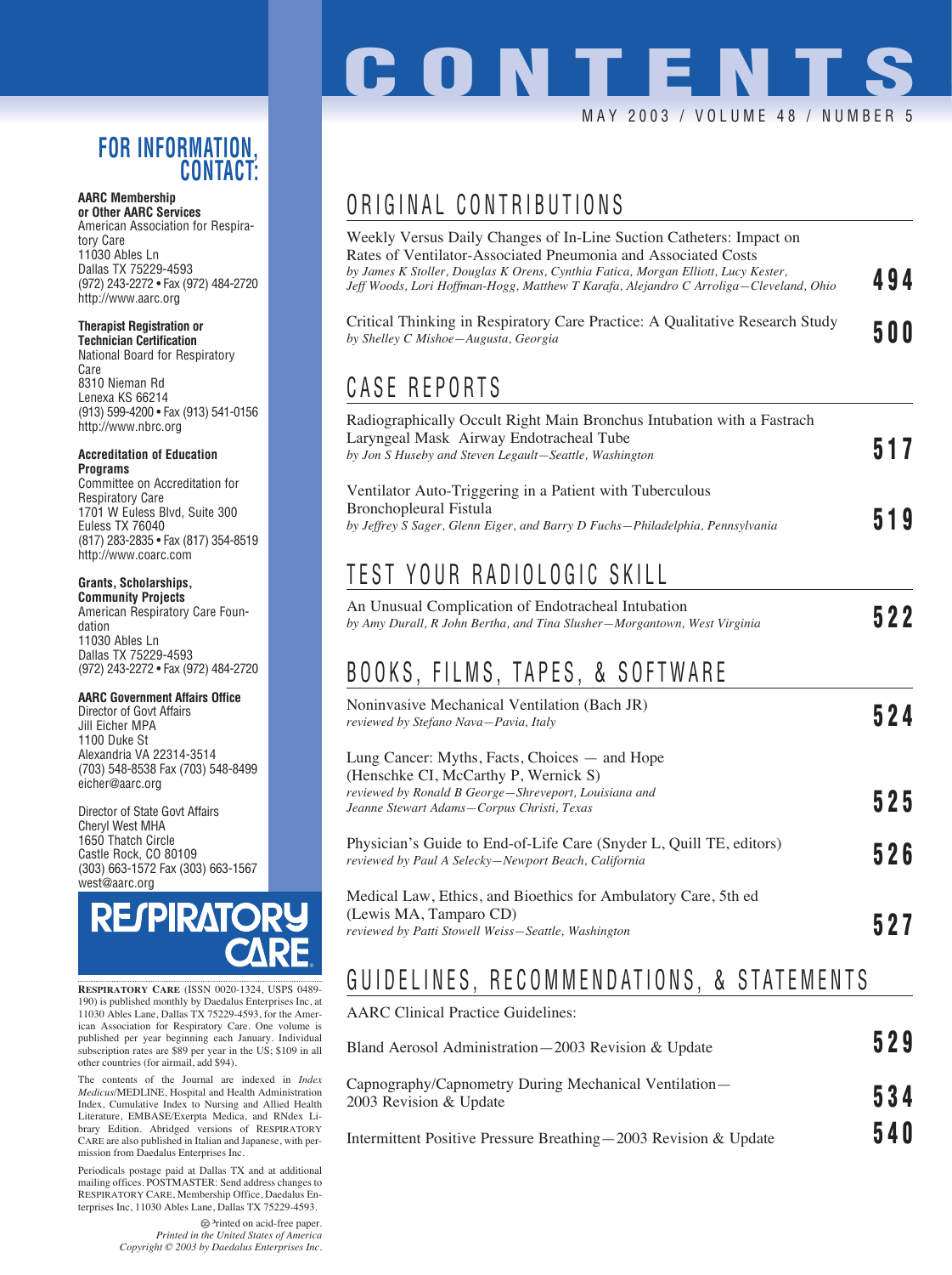# CONTENTS

MAY 2003 / VOLUME 48 / NUMBER 5

## ORIGINAL CONTRIBUTIONS

Weekly Versus Daily Changes of In-Line Suction Catheters: Impact on Rates of Ventilator-Associated Pneumonia and Associated Costs
*by James K Stoller, Douglas K Orens, Cynthia Fatica, Morgan Elliott, Lucy Kester, Jeff Woods, Lori Hoffman-Hogg, Matthew T Karafa, Alejandro C Arroliga—Cleveland, Ohio* — **494**

Critical Thinking in Respiratory Care Practice: A Qualitative Research Study
*by Shelley C Mishoe—Augusta, Georgia* — **500**

## CASE REPORTS

Radiographically Occult Right Main Bronchus Intubation with a Fastrach Laryngeal Mask Airway Endotracheal Tube
*by Jon S Huseby and Steven Legault—Seattle, Washington* — **517**

Ventilator Auto-Triggering in a Patient with Tuberculous Bronchopleural Fistula
*by Jeffrey S Sager, Glenn Eiger, and Barry D Fuchs—Philadelphia, Pennsylvania* — **519**

## TEST YOUR RADIOLOGIC SKILL

An Unusual Complication of Endotracheal Intubation
*by Amy Durall, R John Bertha, and Tina Slusher—Morgantown, West Virginia* — **522**

## BOOKS, FILMS, TAPES, & SOFTWARE

Noninvasive Mechanical Ventilation (Bach JR)
*reviewed by Stefano Nava—Pavia, Italy* — **524**

Lung Cancer: Myths, Facts, Choices — and Hope (Henschke CI, McCarthy P, Wernick S)
*reviewed by Ronald B George—Shreveport, Louisiana and Jeanne Stewart Adams—Corpus Christi, Texas* — **525**

Physician's Guide to End-of-Life Care (Snyder L, Quill TE, editors)
*reviewed by Paul A Selecky—Newport Beach, California* — **526**

Medical Law, Ethics, and Bioethics for Ambulatory Care, 5th ed (Lewis MA, Tamparo CD)
*reviewed by Patti Stowell Weiss—Seattle, Washington* — **527**

## GUIDELINES, RECOMMENDATIONS, & STATEMENTS

AARC Clinical Practice Guidelines:

Bland Aerosol Administration—2003 Revision & Update — **529**

Capnography/Capnometry During Mechanical Ventilation—2003 Revision & Update — **534**

Intermittent Positive Pressure Breathing—2003 Revision & Update — **540**

---

## FOR INFORMATION, CONTACT:

**AARC Membership or Other AARC Services**
American Association for Respiratory Care
11030 Ables Ln
Dallas TX 75229-4593
(972) 243-2272 • Fax (972) 484-2720
http://www.aarc.org

**Therapist Registration or Technician Certification**
National Board for Respiratory Care
8310 Nieman Rd
Lenexa KS 66214
(913) 599-4200 • Fax (913) 541-0156
http://www.nbrc.org

**Accreditation of Education Programs**
Committee on Accreditation for Respiratory Care
1701 W Euless Blvd, Suite 300
Euless TX 76040
(817) 283-2835 • Fax (817) 354-8519
http://www.coarc.com

**Grants, Scholarships, Community Projects**
American Respiratory Care Foundation
11030 Ables Ln
Dallas TX 75229-4593
(972) 243-2272 • Fax (972) 484-2720

**AARC Government Affairs Office**
Director of Govt Affairs
Jill Eicher MPA
1100 Duke St
Alexandria VA 22314-3514
(703) 548-8538 Fax (703) 548-8499
eicher@aarc.org

Director of State Govt Affairs
Cheryl West MHA
1650 Thatch Circle
Castle Rock, CO 80109
(303) 663-1572 Fax (303) 663-1567
west@aarc.org

**RESPIRATORY CARE**

RESPIRATORY CARE (ISSN 0020-1324, USPS 0489-190) is published monthly by Daedalus Enterprises Inc, at 11030 Ables Lane, Dallas TX 75229-4593, for the American Association for Respiratory Care. One volume is published per year beginning each January. Individual subscription rates are $89 per year in the US; $109 in all other countries (for airmail, add $94).

The contents of the Journal are indexed in *Index Medicus*/MEDLINE, Hospital and Health Administration Index, Cumulative Index to Nursing and Allied Health Literature, EMBASE/Exerpta Medica, and RNdex Library Edition. Abridged versions of RESPIRATORY CARE are also published in Italian and Japanese, with permission from Daedalus Enterprises Inc.

Periodicals postage paid at Dallas TX and at additional mailing offices. POSTMASTER: Send address changes to RESPIRATORY CARE, Membership Office, Daedalus Enterprises Inc, 11030 Ables Lane, Dallas TX 75229-4593.

Printed on acid-free paper.
*Printed in the United States of America*
*Copyright © 2003 by Daedalus Enterprises Inc.*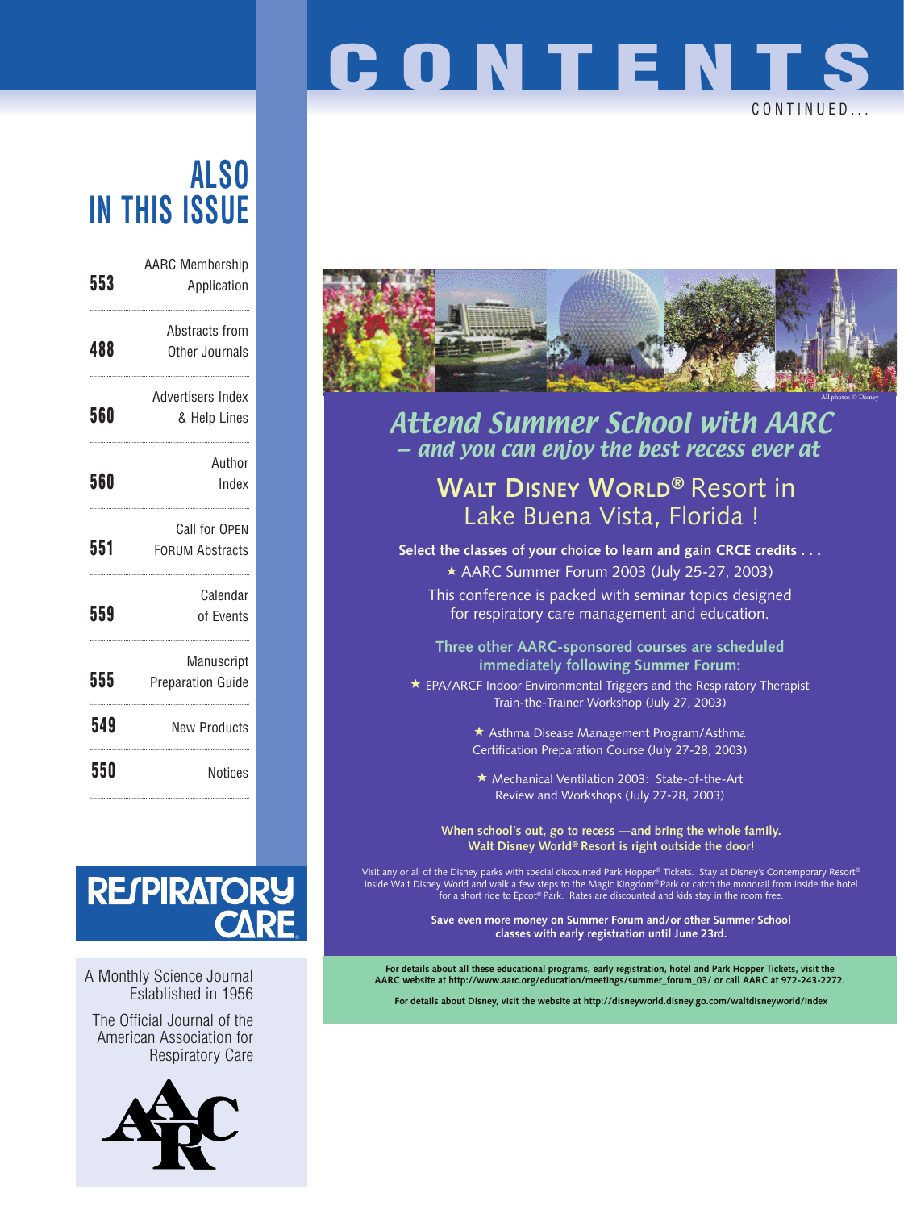# CONTENTS

CONTINUED...

## ALSO IN THIS ISSUE

| | |
|---|---|
| 553 | AARC Membership Application |
| 488 | Abstracts from Other Journals |
| 560 | Advertisers Index & Help Lines |
| 560 | Author Index |
| 551 | Call for OPEN FORUM Abstracts |
| 559 | Calendar of Events |
| 555 | Manuscript Preparation Guide |
| 549 | New Products |
| 550 | Notices |

RESPIRATORY CARE

A Monthly Science Journal
Established in 1956

The Official Journal of the
American Association for
Respiratory Care

All photos © Disney

## *Attend Summer School with AARC*
### *– and you can enjoy the best recess ever at*

### WALT DISNEY WORLD® Resort in Lake Buena Vista, Florida !

**Select the classes of your choice to learn and gain CRCE credits . . .**

★ AARC Summer Forum 2003 (July 25-27, 2003)

This conference is packed with seminar topics designed for respiratory care management and education.

**Three other AARC-sponsored courses are scheduled immediately following Summer Forum:**

★ EPA/ARCF Indoor Environmental Triggers and the Respiratory Therapist Train-the-Trainer Workshop (July 27, 2003)

★ Asthma Disease Management Program/Asthma Certification Preparation Course (July 27-28, 2003)

★ Mechanical Ventilation 2003: State-of-the-Art Review and Workshops (July 27-28, 2003)

**When school's out, go to recess —and bring the whole family. Walt Disney World® Resort is right outside the door!**

Visit any or all of the Disney parks with special discounted Park Hopper® Tickets. Stay at Disney's Contemporary Resort® inside Walt Disney World and walk a few steps to the Magic Kingdom® Park or catch the monorail from inside the hotel for a short ride to Epcot® Park. Rates are discounted and kids stay in the room free.

**Save even more money on Summer Forum and/or other Summer School classes with early registration until June 23rd.**

**For details about all these educational programs, early registration, hotel and Park Hopper Tickets, visit the AARC website at http://www.aarc.org/education/meetings/summer_forum_03/ or call AARC at 972-243-2272.**

**For details about Disney, visit the website at http://disneyworld.disney.go.com/waltdisneyworld/index**